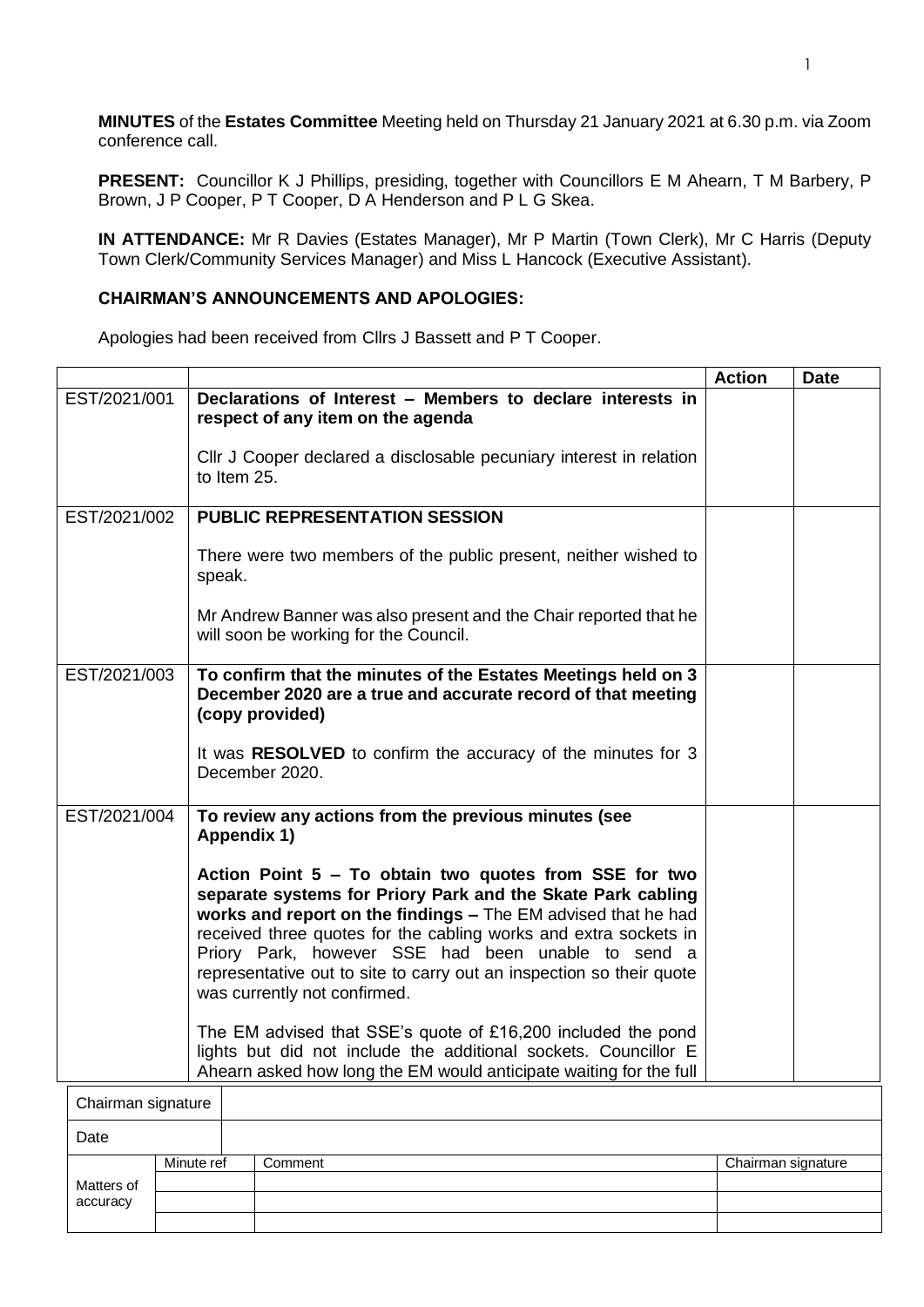**MINUTES** of the **Estates Committee** Meeting held on Thursday 21 January 2021 at 6.30 p.m. via Zoom conference call.

**PRESENT:** Councillor K J Phillips, presiding, together with Councillors E M Ahearn, T M Barbery, P Brown, J P Cooper, P T Cooper, D A Henderson and P L G Skea.

**IN ATTENDANCE:** Mr R Davies (Estates Manager), Mr P Martin (Town Clerk), Mr C Harris (Deputy Town Clerk/Community Services Manager) and Miss L Hancock (Executive Assistant).

**CHAIRMAN'S ANNOUNCEMENTS AND APOLOGIES:**

Apologies had been received from Cllrs J Bassett and P T Cooper.

| | | Action | Date |
|---|---|---|---|
| EST/2021/001 | **Declarations of Interest – Members to declare interests in respect of any item on the agenda**<br><br>Cllr J Cooper declared a disclosable pecuniary interest in relation to Item 25. | | |
| EST/2021/002 | **PUBLIC REPRESENTATION SESSION**<br><br>There were two members of the public present, neither wished to speak.<br><br>Mr Andrew Banner was also present and the Chair reported that he will soon be working for the Council. | | |
| EST/2021/003 | **To confirm that the minutes of the Estates Meetings held on 3 December 2020 are a true and accurate record of that meeting (copy provided)**<br><br>It was **RESOLVED** to confirm the accuracy of the minutes for 3 December 2020. | | |
| EST/2021/004 | **To review any actions from the previous minutes (see Appendix 1)**<br><br>**Action Point 5 – To obtain two quotes from SSE for two separate systems for Priory Park and the Skate Park cabling works and report on the findings –** The EM advised that he had received three quotes for the cabling works and extra sockets in Priory Park, however SSE had been unable to send a representative out to site to carry out an inspection so their quote was currently not confirmed.<br><br>The EM advised that SSE's quote of £16,200 included the pond lights but did not include the additional sockets. Councillor E Ahearn asked how long the EM would anticipate waiting for the full | | |

| Chairman signature | | | |
|---|---|---|---|
| Date | | | |
| Matters of accuracy | Minute ref | Comment | Chairman signature |
| | | | |
| | | | |
| | | | |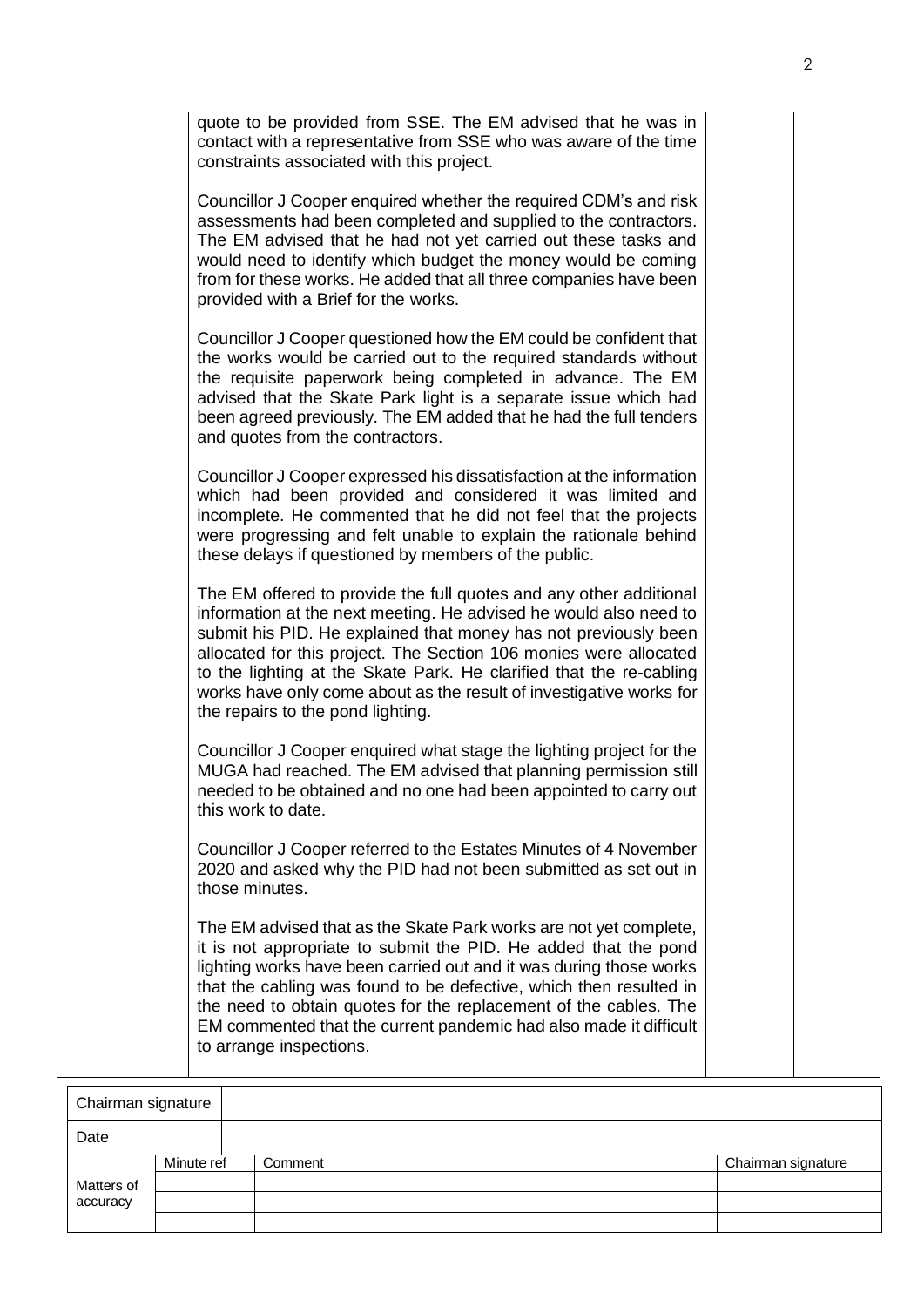| | | | |
|---|---|---|---|
| | quote to be provided from SSE. The EM advised that he was in contact with a representative from SSE who was aware of the time constraints associated with this project.<br><br>Councillor J Cooper enquired whether the required CDM's and risk assessments had been completed and supplied to the contractors. The EM advised that he had not yet carried out these tasks and would need to identify which budget the money would be coming from for these works. He added that all three companies have been provided with a Brief for the works.<br><br>Councillor J Cooper questioned how the EM could be confident that the works would be carried out to the required standards without the requisite paperwork being completed in advance. The EM advised that the Skate Park light is a separate issue which had been agreed previously. The EM added that he had the full tenders and quotes from the contractors.<br><br>Councillor J Cooper expressed his dissatisfaction at the information which had been provided and considered it was limited and incomplete. He commented that he did not feel that the projects were progressing and felt unable to explain the rationale behind these delays if questioned by members of the public.<br><br>The EM offered to provide the full quotes and any other additional information at the next meeting. He advised he would also need to submit his PID. He explained that money has not previously been allocated for this project. The Section 106 monies were allocated to the lighting at the Skate Park. He clarified that the re-cabling works have only come about as the result of investigative works for the repairs to the pond lighting.<br><br>Councillor J Cooper enquired what stage the lighting project for the MUGA had reached. The EM advised that planning permission still needed to be obtained and no one had been appointed to carry out this work to date.<br><br>Councillor J Cooper referred to the Estates Minutes of 4 November 2020 and asked why the PID had not been submitted as set out in those minutes.<br><br>The EM advised that as the Skate Park works are not yet complete, it is not appropriate to submit the PID. He added that the pond lighting works have been carried out and it was during those works that the cabling was found to be defective, which then resulted in the need to obtain quotes for the replacement of the cables. The EM commented that the current pandemic had also made it difficult to arrange inspections. | | |

| Chairman signature | | | |
|---|---|---|---|
| Date | | | |
| Matters of accuracy | Minute ref | Comment | Chairman signature |
| | | | |
| | | | |
| | | | |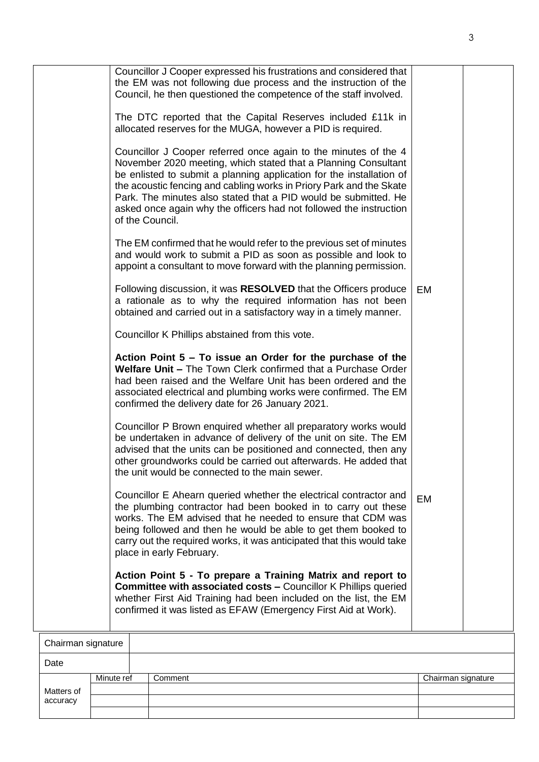| | | | |
|---|---|---|---|
| | Councillor J Cooper expressed his frustrations and considered that the EM was not following due process and the instruction of the Council, he then questioned the competence of the staff involved.<br><br>The DTC reported that the Capital Reserves included £11k in allocated reserves for the MUGA, however a PID is required.<br><br>Councillor J Cooper referred once again to the minutes of the 4 November 2020 meeting, which stated that a Planning Consultant be enlisted to submit a planning application for the installation of the acoustic fencing and cabling works in Priory Park and the Skate Park. The minutes also stated that a PID would be submitted. He asked once again why the officers had not followed the instruction of the Council.<br><br>The EM confirmed that he would refer to the previous set of minutes and would work to submit a PID as soon as possible and look to appoint a consultant to move forward with the planning permission.<br><br>Following discussion, it was **RESOLVED** that the Officers produce a rationale as to why the required information has not been obtained and carried out in a satisfactory way in a timely manner.<br><br>Councillor K Phillips abstained from this vote.<br><br>**Action Point 5 – To issue an Order for the purchase of the Welfare Unit –** The Town Clerk confirmed that a Purchase Order had been raised and the Welfare Unit has been ordered and the associated electrical and plumbing works were confirmed. The EM confirmed the delivery date for 26 January 2021.<br><br>Councillor P Brown enquired whether all preparatory works would be undertaken in advance of delivery of the unit on site. The EM advised that the units can be positioned and connected, then any other groundworks could be carried out afterwards. He added that the unit would be connected to the main sewer.<br><br>Councillor E Ahearn queried whether the electrical contractor and the plumbing contractor had been booked in to carry out these works. The EM advised that he needed to ensure that CDM was being followed and then he would be able to get them booked to carry out the required works, it was anticipated that this would take place in early February.<br><br>**Action Point 5 - To prepare a Training Matrix and report to Committee with associated costs –** Councillor K Phillips queried whether First Aid Training had been included on the list, the EM confirmed it was listed as EFAW (Emergency First Aid at Work). | EM<br><br>EM | |

| Chairman signature | | | |
|---|---|---|---|
| Date | | | |
| Matters of accuracy | Minute ref | Comment | Chairman signature |
| | | | |
| | | | |
| | | | |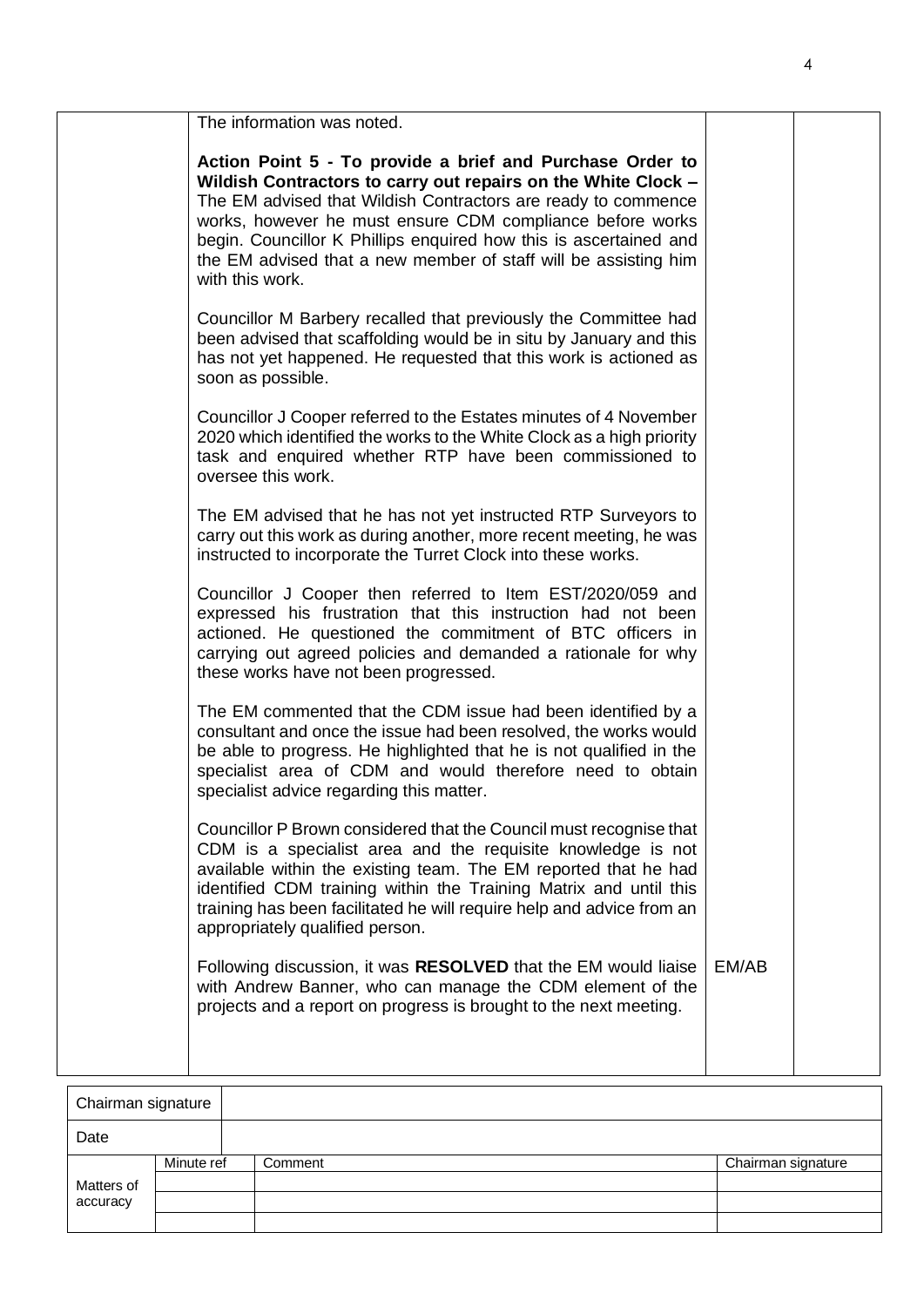| | | | |
|---|---|---|---|
| | The information was noted.<br><br>**Action Point 5 - To provide a brief and Purchase Order to Wildish Contractors to carry out repairs on the White Clock –** The EM advised that Wildish Contractors are ready to commence works, however he must ensure CDM compliance before works begin. Councillor K Phillips enquired how this is ascertained and the EM advised that a new member of staff will be assisting him with this work.<br><br>Councillor M Barbery recalled that previously the Committee had been advised that scaffolding would be in situ by January and this has not yet happened. He requested that this work is actioned as soon as possible.<br><br>Councillor J Cooper referred to the Estates minutes of 4 November 2020 which identified the works to the White Clock as a high priority task and enquired whether RTP have been commissioned to oversee this work.<br><br>The EM advised that he has not yet instructed RTP Surveyors to carry out this work as during another, more recent meeting, he was instructed to incorporate the Turret Clock into these works.<br><br>Councillor J Cooper then referred to Item EST/2020/059 and expressed his frustration that this instruction had not been actioned. He questioned the commitment of BTC officers in carrying out agreed policies and demanded a rationale for why these works have not been progressed.<br><br>The EM commented that the CDM issue had been identified by a consultant and once the issue had been resolved, the works would be able to progress. He highlighted that he is not qualified in the specialist area of CDM and would therefore need to obtain specialist advice regarding this matter.<br><br>Councillor P Brown considered that the Council must recognise that CDM is a specialist area and the requisite knowledge is not available within the existing team. The EM reported that he had identified CDM training within the Training Matrix and until this training has been facilitated he will require help and advice from an appropriately qualified person.<br><br>Following discussion, it was **RESOLVED** that the EM would liaise with Andrew Banner, who can manage the CDM element of the projects and a report on progress is brought to the next meeting. | EM/AB | |

| Chairman signature | | | |
|---|---|---|---|
| Date | | | |
| Matters of accuracy | Minute ref | Comment | Chairman signature |
| | | | |
| | | | |
| | | | |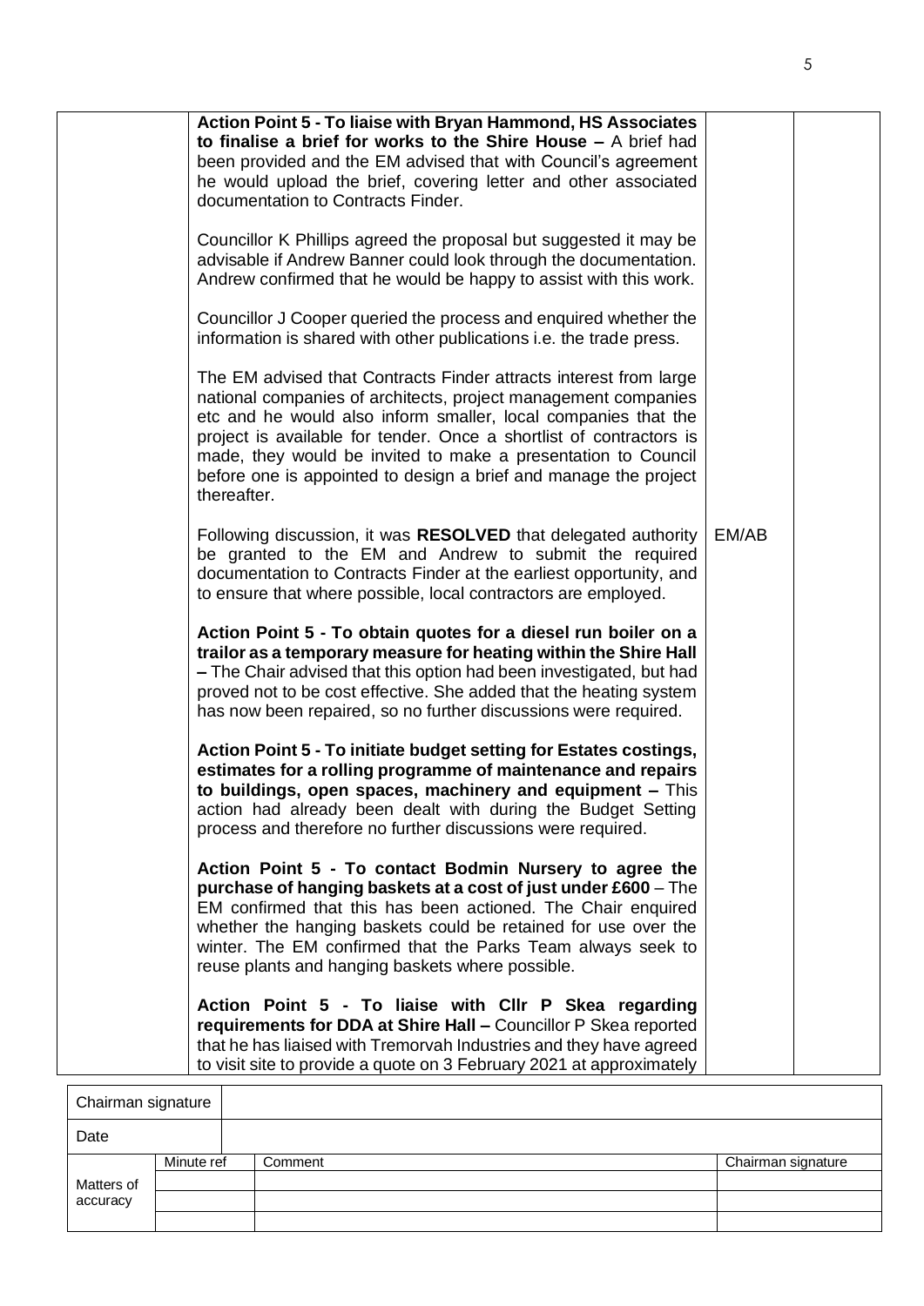| | | | |
|---|---|---|---|
| | **Action Point 5 - To liaise with Bryan Hammond, HS Associates to finalise a brief for works to the Shire House –** A brief had been provided and the EM advised that with Council's agreement he would upload the brief, covering letter and other associated documentation to Contracts Finder.<br><br>Councillor K Phillips agreed the proposal but suggested it may be advisable if Andrew Banner could look through the documentation. Andrew confirmed that he would be happy to assist with this work.<br><br>Councillor J Cooper queried the process and enquired whether the information is shared with other publications i.e. the trade press.<br><br>The EM advised that Contracts Finder attracts interest from large national companies of architects, project management companies etc and he would also inform smaller, local companies that the project is available for tender. Once a shortlist of contractors is made, they would be invited to make a presentation to Council before one is appointed to design a brief and manage the project thereafter. | | |
| | Following discussion, it was **RESOLVED** that delegated authority be granted to the EM and Andrew to submit the required documentation to Contracts Finder at the earliest opportunity, and to ensure that where possible, local contractors are employed. | EM/AB | |
| | **Action Point 5 - To obtain quotes for a diesel run boiler on a trailor as a temporary measure for heating within the Shire Hall –** The Chair advised that this option had been investigated, but had proved not to be cost effective. She added that the heating system has now been repaired, so no further discussions were required.<br><br>**Action Point 5 - To initiate budget setting for Estates costings, estimates for a rolling programme of maintenance and repairs to buildings, open spaces, machinery and equipment –** This action had already been dealt with during the Budget Setting process and therefore no further discussions were required.<br><br>**Action Point 5 - To contact Bodmin Nursery to agree the purchase of hanging baskets at a cost of just under £600** – The EM confirmed that this has been actioned. The Chair enquired whether the hanging baskets could be retained for use over the winter. The EM confirmed that the Parks Team always seek to reuse plants and hanging baskets where possible.<br><br>**Action Point 5 - To liaise with Cllr P Skea regarding requirements for DDA at Shire Hall –** Councillor P Skea reported that he has liaised with Tremorvah Industries and they have agreed to visit site to provide a quote on 3 February 2021 at approximately | | |

| Chairman signature | | | |
|---|---|---|---|
| Date | | | |
| Matters of accuracy | Minute ref | Comment | Chairman signature |
| | | | |
| | | | |
| | | | |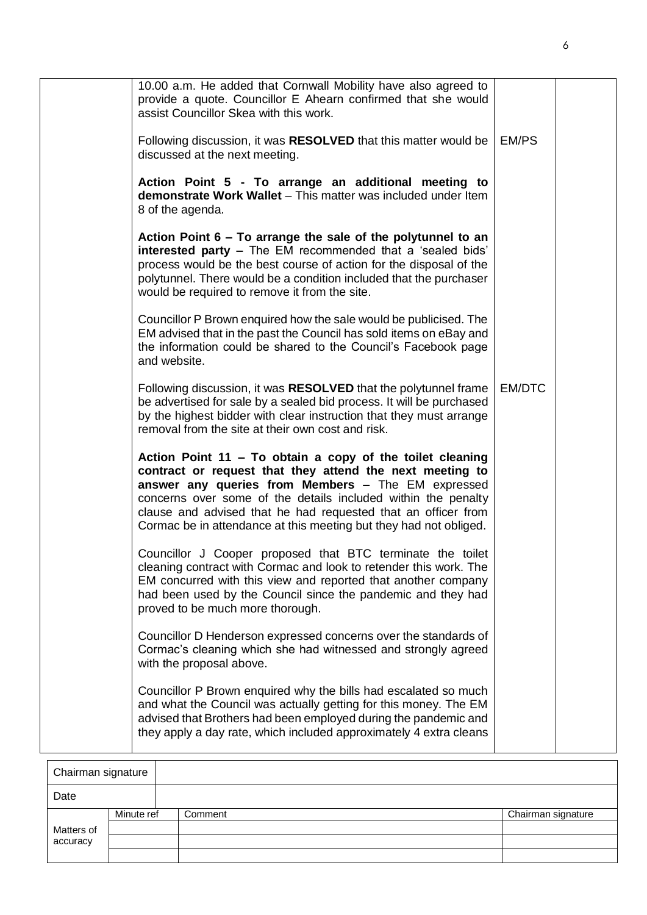| | | | |
|---|---|---|---|
| | 10.00 a.m. He added that Cornwall Mobility have also agreed to provide a quote. Councillor E Ahearn confirmed that she would assist Councillor Skea with this work.<br><br>Following discussion, it was **RESOLVED** that this matter would be discussed at the next meeting.<br><br>**Action Point 5 - To arrange an additional meeting to demonstrate Work Wallet** – This matter was included under Item 8 of the agenda.<br><br>**Action Point 6 – To arrange the sale of the polytunnel to an interested party –** The EM recommended that a 'sealed bids' process would be the best course of action for the disposal of the polytunnel. There would be a condition included that the purchaser would be required to remove it from the site.<br><br>Councillor P Brown enquired how the sale would be publicised. The EM advised that in the past the Council has sold items on eBay and the information could be shared to the Council's Facebook page and website.<br><br>Following discussion, it was **RESOLVED** that the polytunnel frame be advertised for sale by a sealed bid process. It will be purchased by the highest bidder with clear instruction that they must arrange removal from the site at their own cost and risk.<br><br>**Action Point 11 – To obtain a copy of the toilet cleaning contract or request that they attend the next meeting to answer any queries from Members –** The EM expressed concerns over some of the details included within the penalty clause and advised that he had requested that an officer from Cormac be in attendance at this meeting but they had not obliged.<br><br>Councillor J Cooper proposed that BTC terminate the toilet cleaning contract with Cormac and look to retender this work. The EM concurred with this view and reported that another company had been used by the Council since the pandemic and they had proved to be much more thorough.<br><br>Councillor D Henderson expressed concerns over the standards of Cormac's cleaning which she had witnessed and strongly agreed with the proposal above.<br><br>Councillor P Brown enquired why the bills had escalated so much and what the Council was actually getting for this money. The EM advised that Brothers had been employed during the pandemic and they apply a day rate, which included approximately 4 extra cleans | EM/PS<br><br>EM/DTC | |

| Chairman signature | | | |
|---|---|---|---|
| Date | | | |
| Matters of accuracy | Minute ref | Comment | Chairman signature |
| | | | |
| | | | |
| | | | |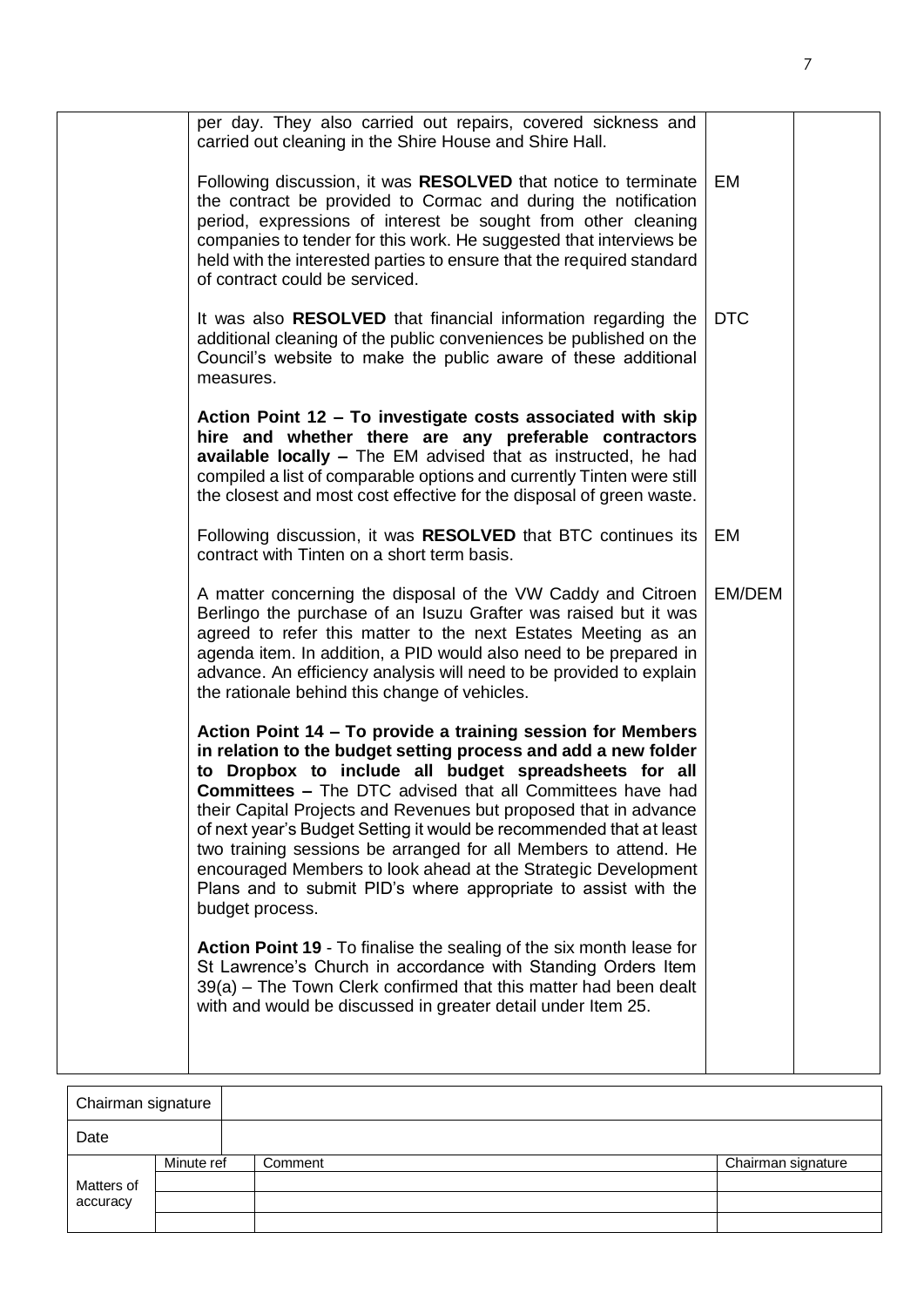| | | | |
|---|---|---|---|
| | per day. They also carried out repairs, covered sickness and carried out cleaning in the Shire House and Shire Hall.<br><br>Following discussion, it was **RESOLVED** that notice to terminate the contract be provided to Cormac and during the notification period, expressions of interest be sought from other cleaning companies to tender for this work. He suggested that interviews be held with the interested parties to ensure that the required standard of contract could be serviced. | EM | |
| | It was also **RESOLVED** that financial information regarding the additional cleaning of the public conveniences be published on the Council's website to make the public aware of these additional measures. | DTC | |
| | **Action Point 12 – To investigate costs associated with skip hire and whether there are any preferable contractors available locally –** The EM advised that as instructed, he had compiled a list of comparable options and currently Tinten were still the closest and most cost effective for the disposal of green waste. | | |
| | Following discussion, it was **RESOLVED** that BTC continues its contract with Tinten on a short term basis. | EM | |
| | A matter concerning the disposal of the VW Caddy and Citroen Berlingo the purchase of an Isuzu Grafter was raised but it was agreed to refer this matter to the next Estates Meeting as an agenda item. In addition, a PID would also need to be prepared in advance. An efficiency analysis will need to be provided to explain the rationale behind this change of vehicles. | EM/DEM | |
| | **Action Point 14 – To provide a training session for Members in relation to the budget setting process and add a new folder to Dropbox to include all budget spreadsheets for all Committees –** The DTC advised that all Committees have had their Capital Projects and Revenues but proposed that in advance of next year's Budget Setting it would be recommended that at least two training sessions be arranged for all Members to attend. He encouraged Members to look ahead at the Strategic Development Plans and to submit PID's where appropriate to assist with the budget process. | | |
| | **Action Point 19** - To finalise the sealing of the six month lease for St Lawrence's Church in accordance with Standing Orders Item 39(a) – The Town Clerk confirmed that this matter had been dealt with and would be discussed in greater detail under Item 25. | | |

| Chairman signature | | | |
|---|---|---|---|
| Date | | | |
| Matters of accuracy | Minute ref | Comment | Chairman signature |
| | | | |
| | | | |
| | | | |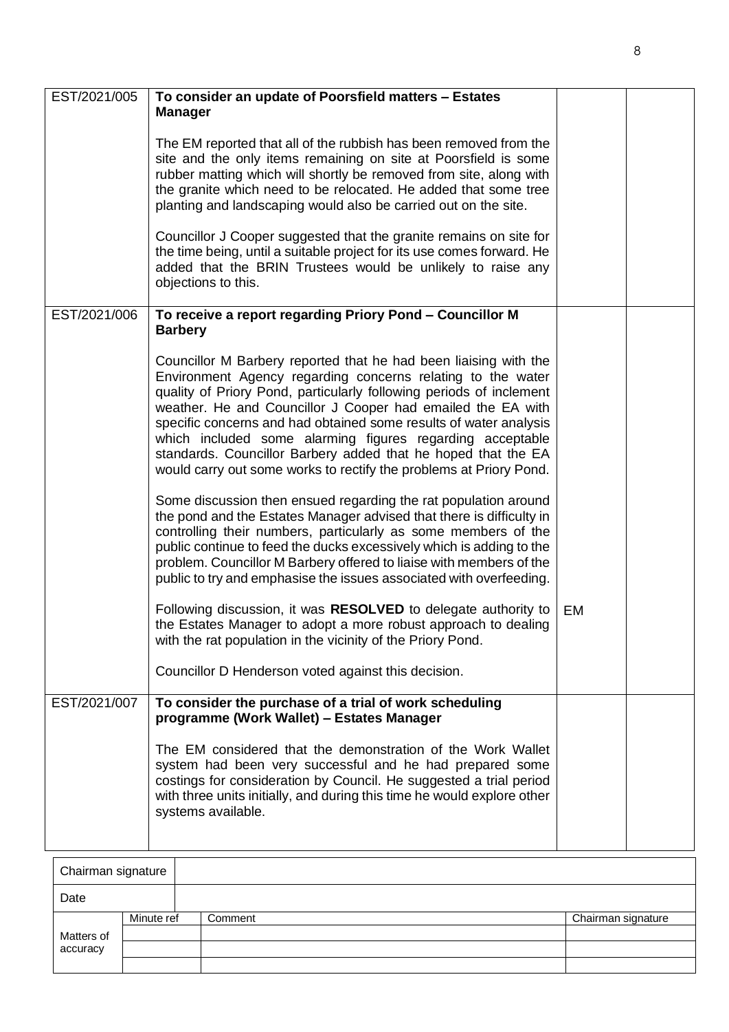| | | | |
|---|---|---|---|
| EST/2021/005 | **To consider an update of Poorsfield matters – Estates Manager**<br><br>The EM reported that all of the rubbish has been removed from the site and the only items remaining on site at Poorsfield is some rubber matting which will shortly be removed from site, along with the granite which need to be relocated. He added that some tree planting and landscaping would also be carried out on the site.<br><br>Councillor J Cooper suggested that the granite remains on site for the time being, until a suitable project for its use comes forward. He added that the BRIN Trustees would be unlikely to raise any objections to this. | | |
| EST/2021/006 | **To receive a report regarding Priory Pond – Councillor M Barbery**<br><br>Councillor M Barbery reported that he had been liaising with the Environment Agency regarding concerns relating to the water quality of Priory Pond, particularly following periods of inclement weather. He and Councillor J Cooper had emailed the EA with specific concerns and had obtained some results of water analysis which included some alarming figures regarding acceptable standards. Councillor Barbery added that he hoped that the EA would carry out some works to rectify the problems at Priory Pond.<br><br>Some discussion then ensued regarding the rat population around the pond and the Estates Manager advised that there is difficulty in controlling their numbers, particularly as some members of the public continue to feed the ducks excessively which is adding to the problem. Councillor M Barbery offered to liaise with members of the public to try and emphasise the issues associated with overfeeding.<br><br>Following discussion, it was **RESOLVED** to delegate authority to the Estates Manager to adopt a more robust approach to dealing with the rat population in the vicinity of the Priory Pond.<br><br>Councillor D Henderson voted against this decision. | EM | |
| EST/2021/007 | **To consider the purchase of a trial of work scheduling programme (Work Wallet) – Estates Manager**<br><br>The EM considered that the demonstration of the Work Wallet system had been very successful and he had prepared some costings for consideration by Council. He suggested a trial period with three units initially, and during this time he would explore other systems available. | | |

| Chairman signature | | | |
|---|---|---|---|
| Date | | | |
| Matters of accuracy | Minute ref | Comment | Chairman signature |
| | | | |
| | | | |
| | | | |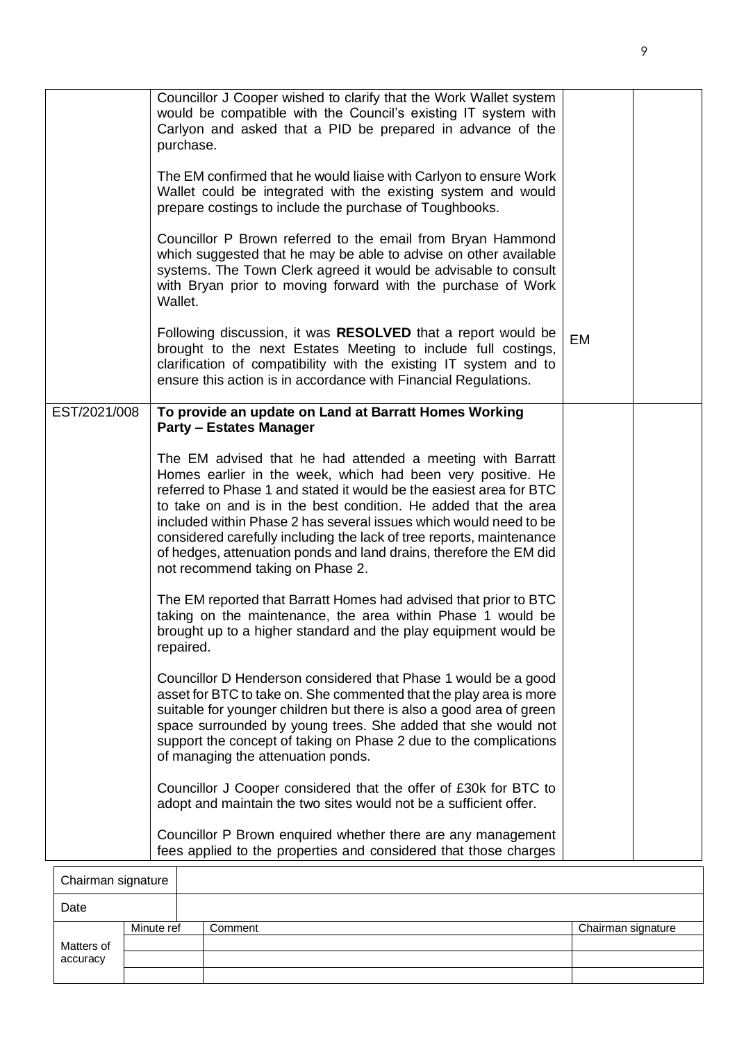| | | | |
|---|---|---|---|
| | Councillor J Cooper wished to clarify that the Work Wallet system would be compatible with the Council's existing IT system with Carlyon and asked that a PID be prepared in advance of the purchase.<br><br>The EM confirmed that he would liaise with Carlyon to ensure Work Wallet could be integrated with the existing system and would prepare costings to include the purchase of Toughbooks.<br><br>Councillor P Brown referred to the email from Bryan Hammond which suggested that he may be able to advise on other available systems. The Town Clerk agreed it would be advisable to consult with Bryan prior to moving forward with the purchase of Work Wallet.<br><br>Following discussion, it was **RESOLVED** that a report would be brought to the next Estates Meeting to include full costings, clarification of compatibility with the existing IT system and to ensure this action is in accordance with Financial Regulations. | EM | |
| EST/2021/008 | **To provide an update on Land at Barratt Homes Working Party – Estates Manager**<br><br>The EM advised that he had attended a meeting with Barratt Homes earlier in the week, which had been very positive. He referred to Phase 1 and stated it would be the easiest area for BTC to take on and is in the best condition. He added that the area included within Phase 2 has several issues which would need to be considered carefully including the lack of tree reports, maintenance of hedges, attenuation ponds and land drains, therefore the EM did not recommend taking on Phase 2.<br><br>The EM reported that Barratt Homes had advised that prior to BTC taking on the maintenance, the area within Phase 1 would be brought up to a higher standard and the play equipment would be repaired.<br><br>Councillor D Henderson considered that Phase 1 would be a good asset for BTC to take on. She commented that the play area is more suitable for younger children but there is also a good area of green space surrounded by young trees. She added that she would not support the concept of taking on Phase 2 due to the complications of managing the attenuation ponds.<br><br>Councillor J Cooper considered that the offer of £30k for BTC to adopt and maintain the two sites would not be a sufficient offer.<br><br>Councillor P Brown enquired whether there are any management fees applied to the properties and considered that those charges | | |

| Chairman signature | | | |
|---|---|---|---|
| Date | | | |
| Matters of accuracy | Minute ref | Comment | Chairman signature |
| | | | |
| | | | |
| | | | |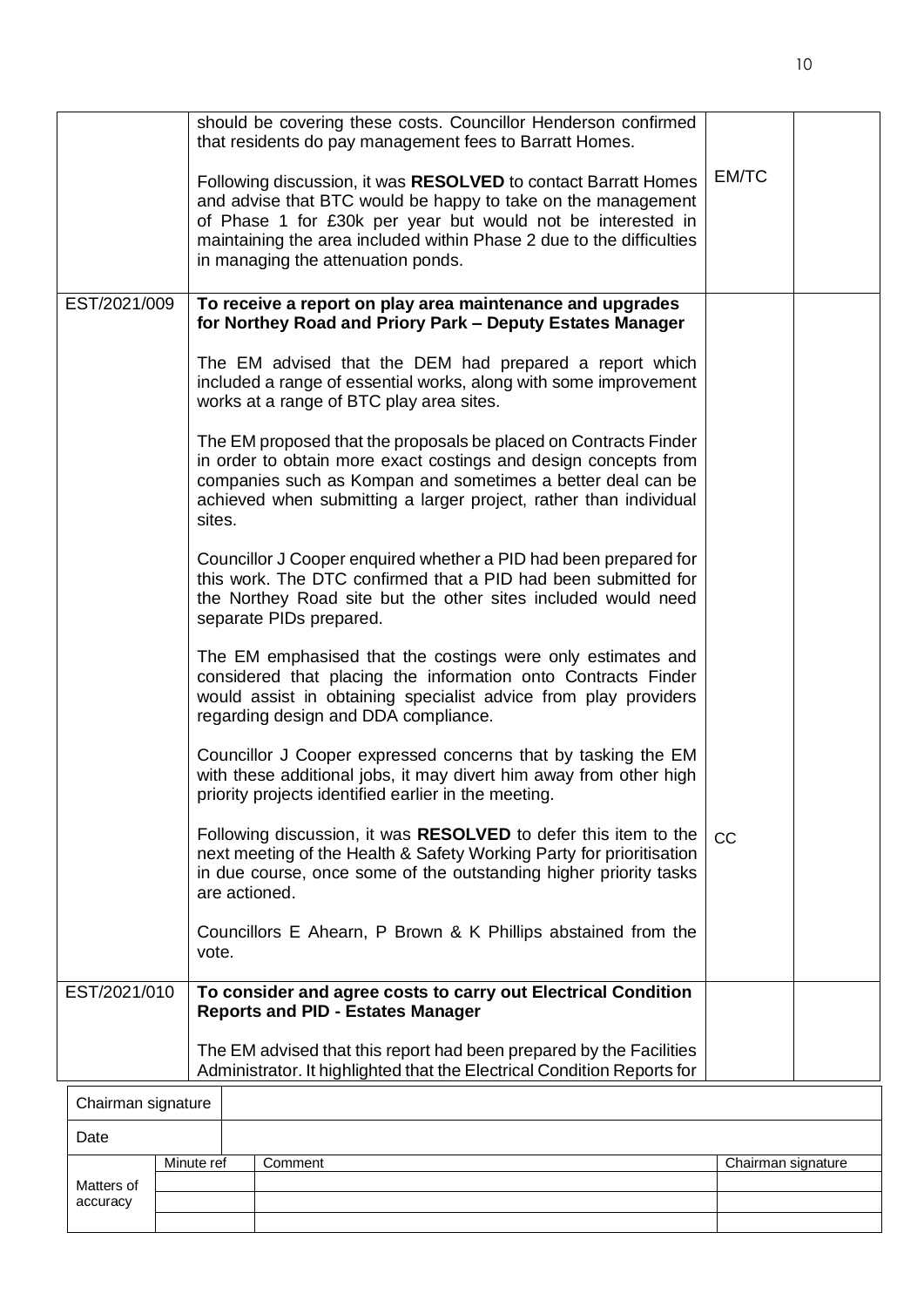| | | | |
|---|---|---|---|
| | should be covering these costs. Councillor Henderson confirmed that residents do pay management fees to Barratt Homes.<br><br>Following discussion, it was **RESOLVED** to contact Barratt Homes and advise that BTC would be happy to take on the management of Phase 1 for £30k per year but would not be interested in maintaining the area included within Phase 2 due to the difficulties in managing the attenuation ponds. | EM/TC | |
| EST/2021/009 | **To receive a report on play area maintenance and upgrades for Northey Road and Priory Park – Deputy Estates Manager**<br><br>The EM advised that the DEM had prepared a report which included a range of essential works, along with some improvement works at a range of BTC play area sites.<br><br>The EM proposed that the proposals be placed on Contracts Finder in order to obtain more exact costings and design concepts from companies such as Kompan and sometimes a better deal can be achieved when submitting a larger project, rather than individual sites.<br><br>Councillor J Cooper enquired whether a PID had been prepared for this work. The DTC confirmed that a PID had been submitted for the Northey Road site but the other sites included would need separate PIDs prepared.<br><br>The EM emphasised that the costings were only estimates and considered that placing the information onto Contracts Finder would assist in obtaining specialist advice from play providers regarding design and DDA compliance.<br><br>Councillor J Cooper expressed concerns that by tasking the EM with these additional jobs, it may divert him away from other high priority projects identified earlier in the meeting.<br><br>Following discussion, it was **RESOLVED** to defer this item to the next meeting of the Health & Safety Working Party for prioritisation in due course, once some of the outstanding higher priority tasks are actioned.<br><br>Councillors E Ahearn, P Brown & K Phillips abstained from the vote. | CC | |
| EST/2021/010 | **To consider and agree costs to carry out Electrical Condition Reports and PID - Estates Manager**<br><br>The EM advised that this report had been prepared by the Facilities Administrator. It highlighted that the Electrical Condition Reports for | | |

| Chairman signature | | | |
|---|---|---|---|
| Date | | | |
| Matters of accuracy | Minute ref | Comment | Chairman signature |
| | | | |
| | | | |
| | | | |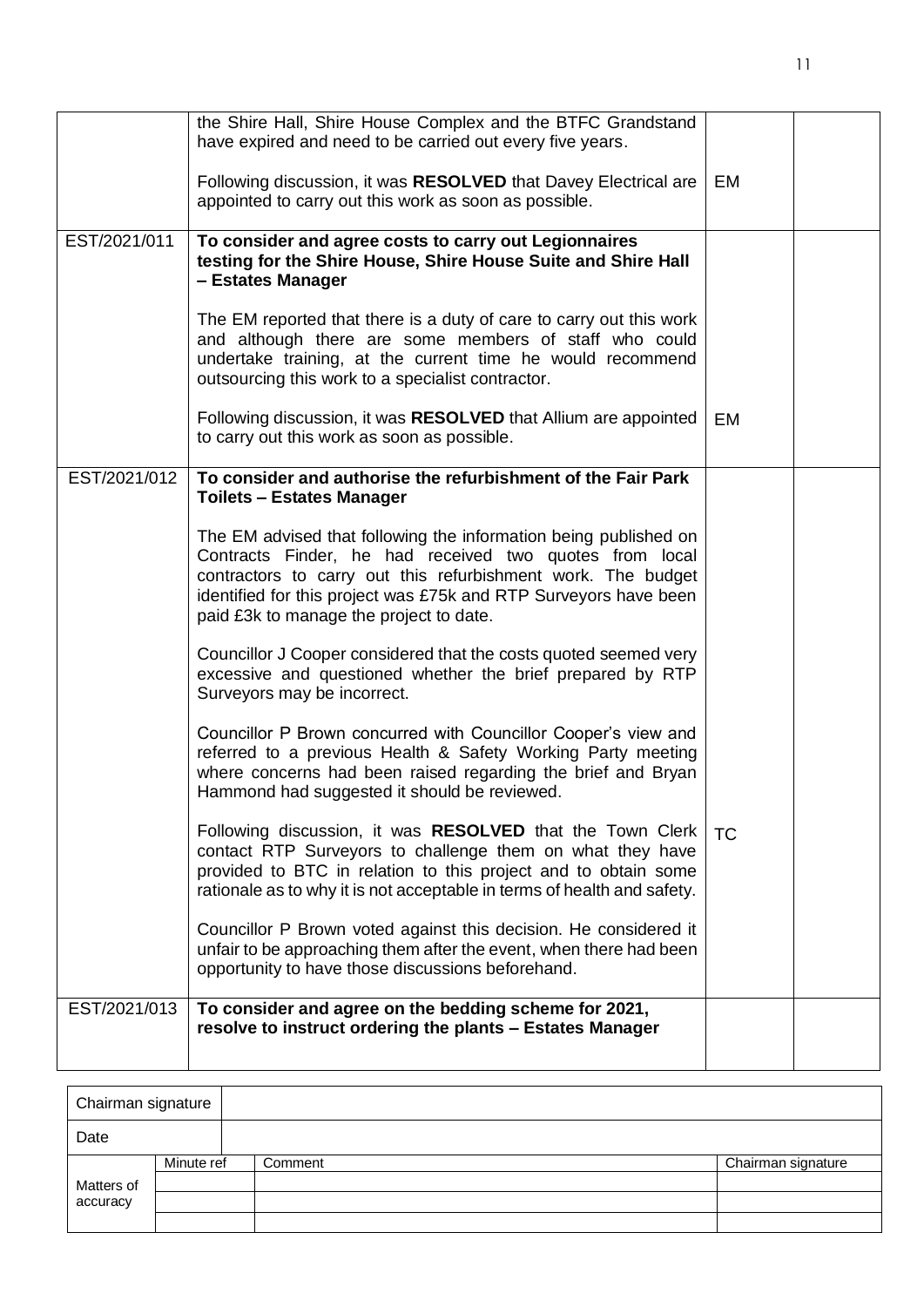|  |  |  |  |
|---|---|---|---|
|  | the Shire Hall, Shire House Complex and the BTFC Grandstand have expired and need to be carried out every five years.<br><br>Following discussion, it was **RESOLVED** that Davey Electrical are appointed to carry out this work as soon as possible. | EM |  |
| EST/2021/011 | **To consider and agree costs to carry out Legionnaires testing for the Shire House, Shire House Suite and Shire Hall – Estates Manager**<br><br>The EM reported that there is a duty of care to carry out this work and although there are some members of staff who could undertake training, at the current time he would recommend outsourcing this work to a specialist contractor.<br><br>Following discussion, it was **RESOLVED** that Allium are appointed to carry out this work as soon as possible. | EM |  |
| EST/2021/012 | **To consider and authorise the refurbishment of the Fair Park Toilets – Estates Manager**<br><br>The EM advised that following the information being published on Contracts Finder, he had received two quotes from local contractors to carry out this refurbishment work. The budget identified for this project was £75k and RTP Surveyors have been paid £3k to manage the project to date.<br><br>Councillor J Cooper considered that the costs quoted seemed very excessive and questioned whether the brief prepared by RTP Surveyors may be incorrect.<br><br>Councillor P Brown concurred with Councillor Cooper's view and referred to a previous Health & Safety Working Party meeting where concerns had been raised regarding the brief and Bryan Hammond had suggested it should be reviewed.<br><br>Following discussion, it was **RESOLVED** that the Town Clerk contact RTP Surveyors to challenge them on what they have provided to BTC in relation to this project and to obtain some rationale as to why it is not acceptable in terms of health and safety.<br><br>Councillor P Brown voted against this decision. He considered it unfair to be approaching them after the event, when there had been opportunity to have those discussions beforehand. | TC |  |
| EST/2021/013 | **To consider and agree on the bedding scheme for 2021, resolve to instruct ordering the plants – Estates Manager** |  |  |

| Chairman signature | | | |
|---|---|---|---|
| Date | | | |
| Matters of accuracy | Minute ref | Comment | Chairman signature |
| | | | |
| | | | |
| | | | |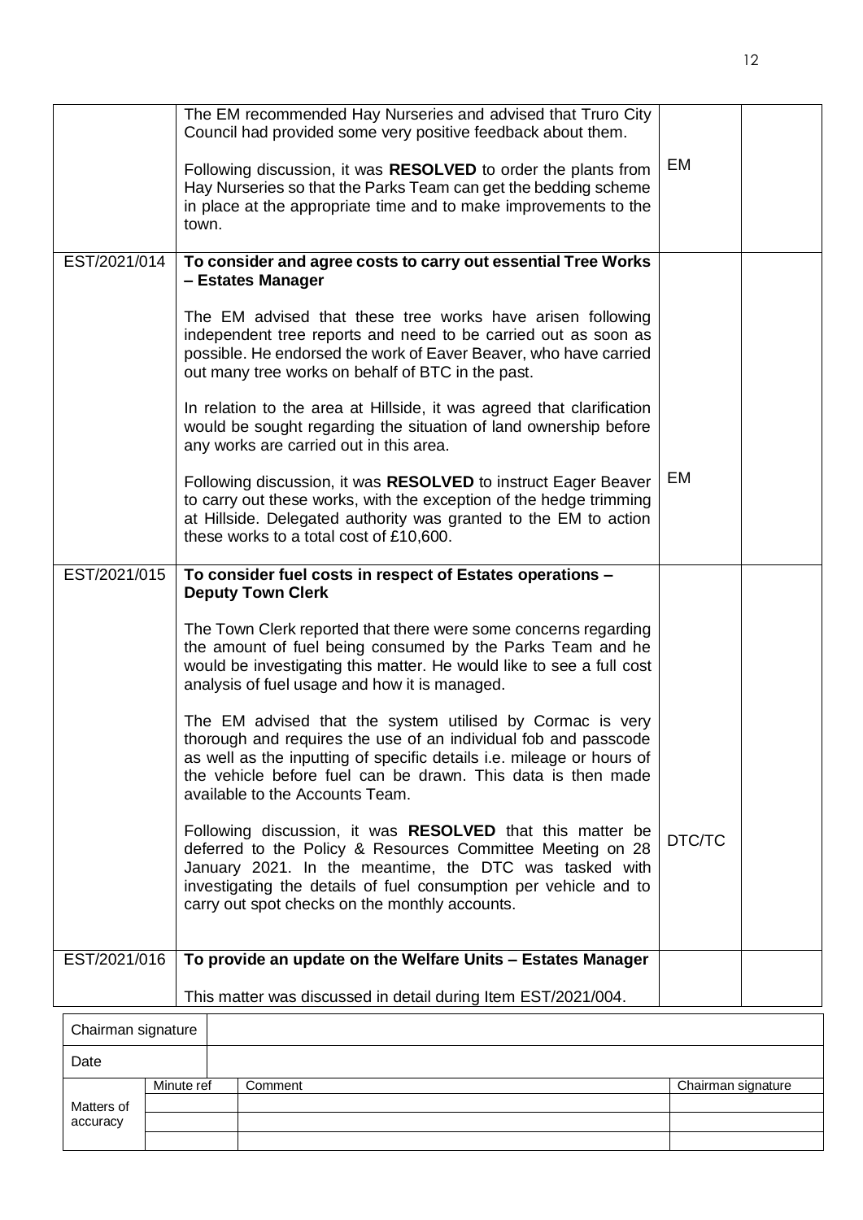| | | | |
|---|---|---|---|
| | The EM recommended Hay Nurseries and advised that Truro City Council had provided some very positive feedback about them.<br><br>Following discussion, it was **RESOLVED** to order the plants from Hay Nurseries so that the Parks Team can get the bedding scheme in place at the appropriate time and to make improvements to the town. | EM | |
| EST/2021/014 | **To consider and agree costs to carry out essential Tree Works – Estates Manager**<br><br>The EM advised that these tree works have arisen following independent tree reports and need to be carried out as soon as possible. He endorsed the work of Eaver Beaver, who have carried out many tree works on behalf of BTC in the past.<br><br>In relation to the area at Hillside, it was agreed that clarification would be sought regarding the situation of land ownership before any works are carried out in this area.<br><br>Following discussion, it was **RESOLVED** to instruct Eager Beaver to carry out these works, with the exception of the hedge trimming at Hillside. Delegated authority was granted to the EM to action these works to a total cost of £10,600. | EM | |
| EST/2021/015 | **To consider fuel costs in respect of Estates operations – Deputy Town Clerk**<br><br>The Town Clerk reported that there were some concerns regarding the amount of fuel being consumed by the Parks Team and he would be investigating this matter. He would like to see a full cost analysis of fuel usage and how it is managed.<br><br>The EM advised that the system utilised by Cormac is very thorough and requires the use of an individual fob and passcode as well as the inputting of specific details i.e. mileage or hours of the vehicle before fuel can be drawn. This data is then made available to the Accounts Team.<br><br>Following discussion, it was **RESOLVED** that this matter be deferred to the Policy & Resources Committee Meeting on 28 January 2021. In the meantime, the DTC was tasked with investigating the details of fuel consumption per vehicle and to carry out spot checks on the monthly accounts. | DTC/TC | |
| EST/2021/016 | **To provide an update on the Welfare Units – Estates Manager**<br><br>This matter was discussed in detail during Item EST/2021/004. | | |

| Chairman signature | | | |
|---|---|---|---|
| Date | | | |
| Matters of accuracy | Minute ref | Comment | Chairman signature |
| | | | |
| | | | |
| | | | |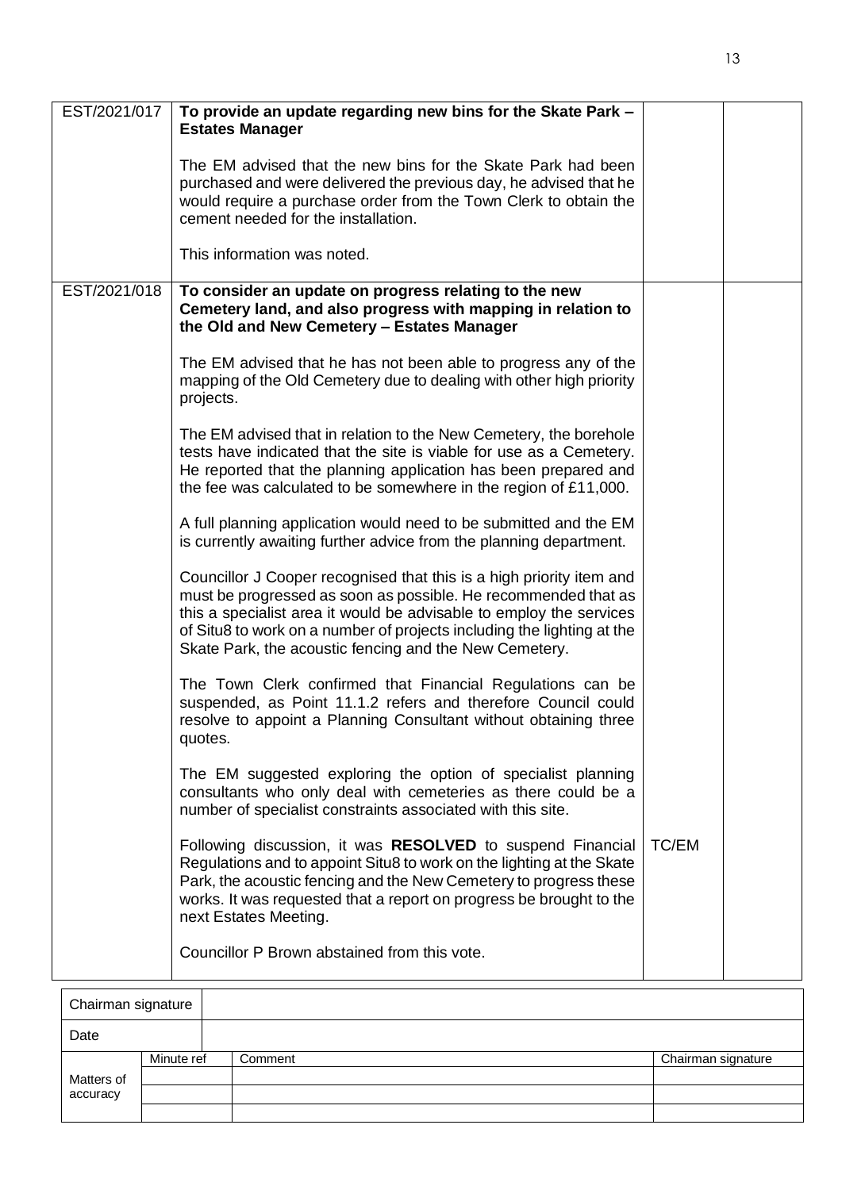| | | | |
|---|---|---|---|
| EST/2021/017 | **To provide an update regarding new bins for the Skate Park – Estates Manager**<br><br>The EM advised that the new bins for the Skate Park had been purchased and were delivered the previous day, he advised that he would require a purchase order from the Town Clerk to obtain the cement needed for the installation.<br><br>This information was noted. | | |
| EST/2021/018 | **To consider an update on progress relating to the new Cemetery land, and also progress with mapping in relation to the Old and New Cemetery – Estates Manager**<br><br>The EM advised that he has not been able to progress any of the mapping of the Old Cemetery due to dealing with other high priority projects.<br><br>The EM advised that in relation to the New Cemetery, the borehole tests have indicated that the site is viable for use as a Cemetery. He reported that the planning application has been prepared and the fee was calculated to be somewhere in the region of £11,000.<br><br>A full planning application would need to be submitted and the EM is currently awaiting further advice from the planning department.<br><br>Councillor J Cooper recognised that this is a high priority item and must be progressed as soon as possible. He recommended that as this a specialist area it would be advisable to employ the services of Situ8 to work on a number of projects including the lighting at the Skate Park, the acoustic fencing and the New Cemetery.<br><br>The Town Clerk confirmed that Financial Regulations can be suspended, as Point 11.1.2 refers and therefore Council could resolve to appoint a Planning Consultant without obtaining three quotes.<br><br>The EM suggested exploring the option of specialist planning consultants who only deal with cemeteries as there could be a number of specialist constraints associated with this site.<br><br>Following discussion, it was **RESOLVED** to suspend Financial Regulations and to appoint Situ8 to work on the lighting at the Skate Park, the acoustic fencing and the New Cemetery to progress these works. It was requested that a report on progress be brought to the next Estates Meeting.<br><br>Councillor P Brown abstained from this vote. | TC/EM | |

| Chairman signature | | | |
|---|---|---|---|
| Date | | | |
| Matters of accuracy | Minute ref | Comment | Chairman signature |
| | | | |
| | | | |
| | | | |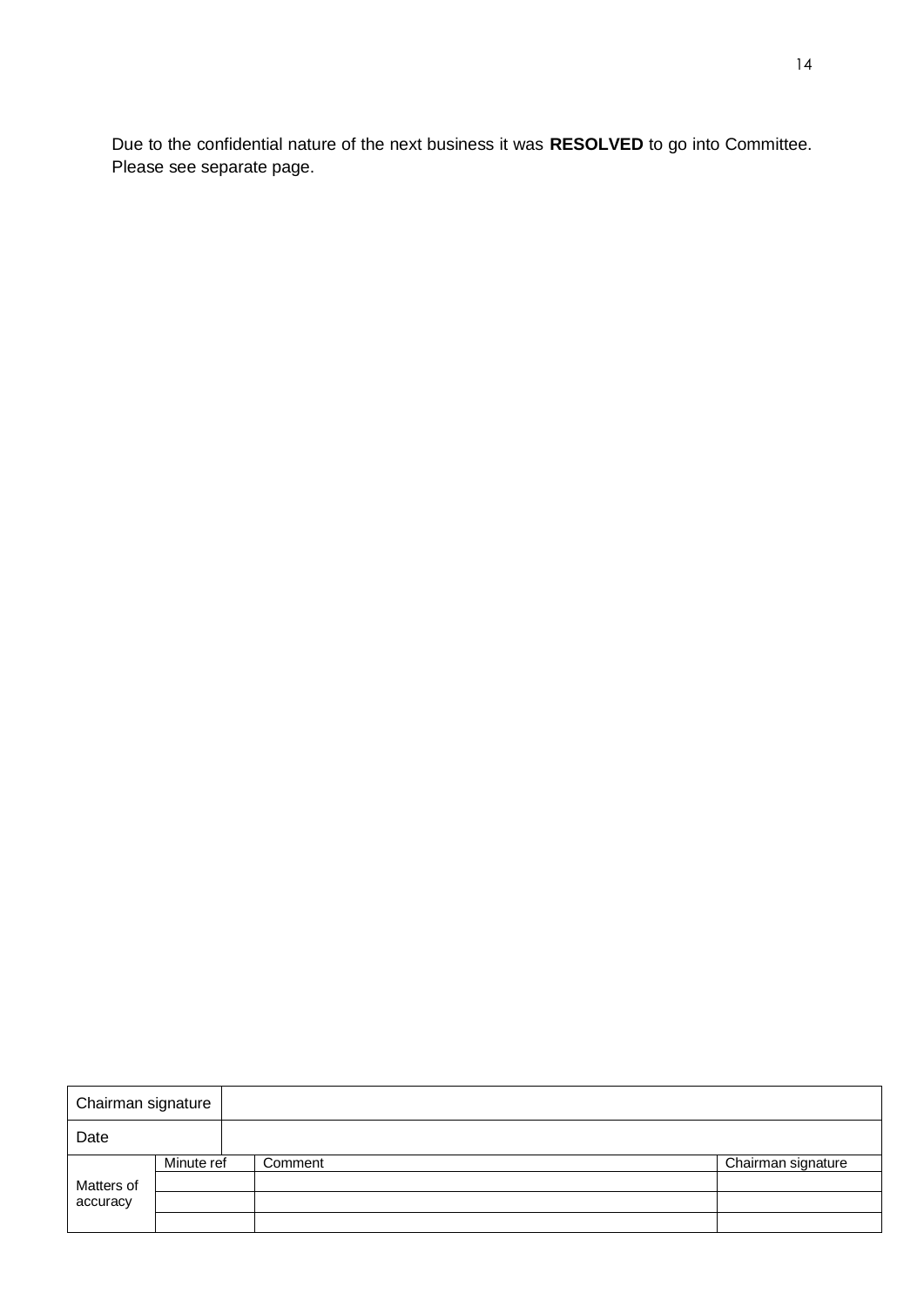Due to the confidential nature of the next business it was **RESOLVED** to go into Committee. Please see separate page.

| | | | |
|---|---|---|---|
| Chairman signature | | | |
| Date | | | |
| Matters of accuracy | Minute ref | Comment | Chairman signature |
| | | | |
| | | | |
| | | | |